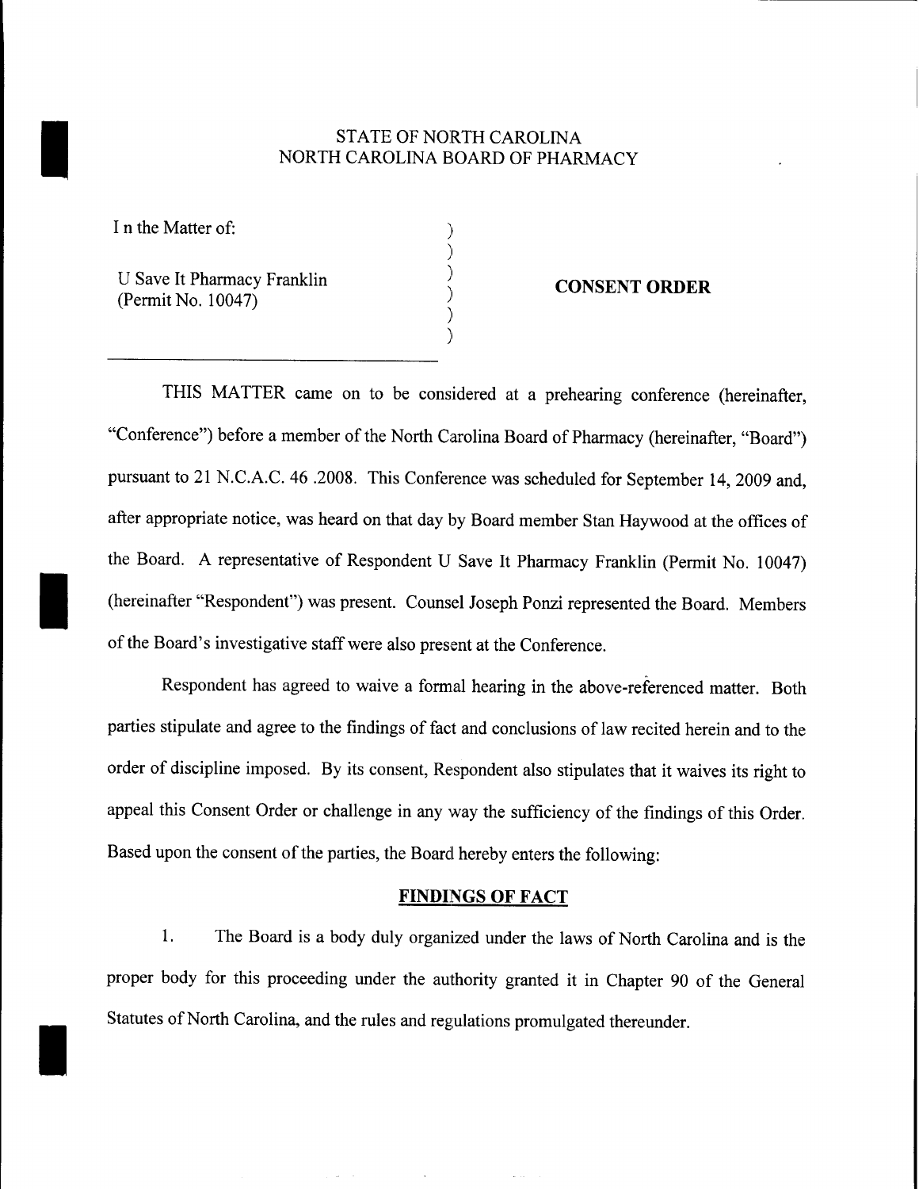STATE OF NORTH CAROLINA
NORTH CAROLINA BOARD OF PHARMACY

In the Matter of:

U Save It Pharmacy Franklin
(Permit No. 10047)

**CONSENT ORDER**

---

THIS MATTER came on to be considered at a prehearing conference (hereinafter, "Conference") before a member of the North Carolina Board of Pharmacy (hereinafter, "Board") pursuant to 21 N.C.A.C. 46 .2008. This Conference was scheduled for September 14, 2009 and, after appropriate notice, was heard on that day by Board member Stan Haywood at the offices of the Board. A representative of Respondent U Save It Pharmacy Franklin (Permit No. 10047) (hereinafter "Respondent") was present. Counsel Joseph Ponzi represented the Board. Members of the Board's investigative staff were also present at the Conference.

Respondent has agreed to waive a formal hearing in the above-referenced matter. Both parties stipulate and agree to the findings of fact and conclusions of law recited herein and to the order of discipline imposed. By its consent, Respondent also stipulates that it waives its right to appeal this Consent Order or challenge in any way the sufficiency of the findings of this Order. Based upon the consent of the parties, the Board hereby enters the following:

## FINDINGS OF FACT

1. The Board is a body duly organized under the laws of North Carolina and is the proper body for this proceeding under the authority granted it in Chapter 90 of the General Statutes of North Carolina, and the rules and regulations promulgated thereunder.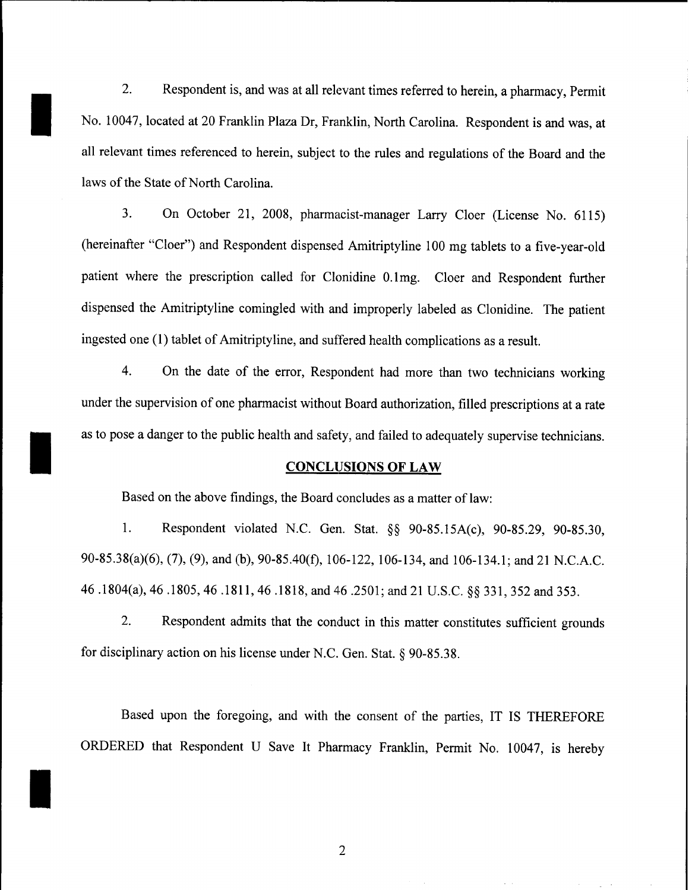2. Respondent is, and was at all relevant times referred to herein, a pharmacy, Permit No. 10047, located at 20 Franklin Plaza Dr, Franklin, North Carolina. Respondent is and was, at all relevant times referenced to herein, subject to the rules and regulations of the Board and the laws of the State of North Carolina.

3. On October 21, 2008, pharmacist-manager Larry Cloer (License No. 6115) (hereinafter "Cloer") and Respondent dispensed Amitriptyline 100 mg tablets to a five-year-old patient where the prescription called for Clonidine 0.1mg. Cloer and Respondent further dispensed the Amitriptyline comingled with and improperly labeled as Clonidine. The patient ingested one (1) tablet of Amitriptyline, and suffered health complications as a result.

4. On the date of the error, Respondent had more than two technicians working under the supervision of one pharmacist without Board authorization, filled prescriptions at a rate as to pose a danger to the public health and safety, and failed to adequately supervise technicians.

## CONCLUSIONS OF LAW

Based on the above findings, the Board concludes as a matter of law:

1. Respondent violated N.C. Gen. Stat. §§ 90-85.15A(c), 90-85.29, 90-85.30, 90-85.38(a)(6), (7), (9), and (b), 90-85.40(f), 106-122, 106-134, and 106-134.1; and 21 N.C.A.C. 46 .1804(a), 46 .1805, 46 .1811, 46 .1818, and 46 .2501; and 21 U.S.C. §§ 331, 352 and 353.

2. Respondent admits that the conduct in this matter constitutes sufficient grounds for disciplinary action on his license under N.C. Gen. Stat. § 90-85.38.

Based upon the foregoing, and with the consent of the parties, IT IS THEREFORE ORDERED that Respondent U Save It Pharmacy Franklin, Permit No. 10047, is hereby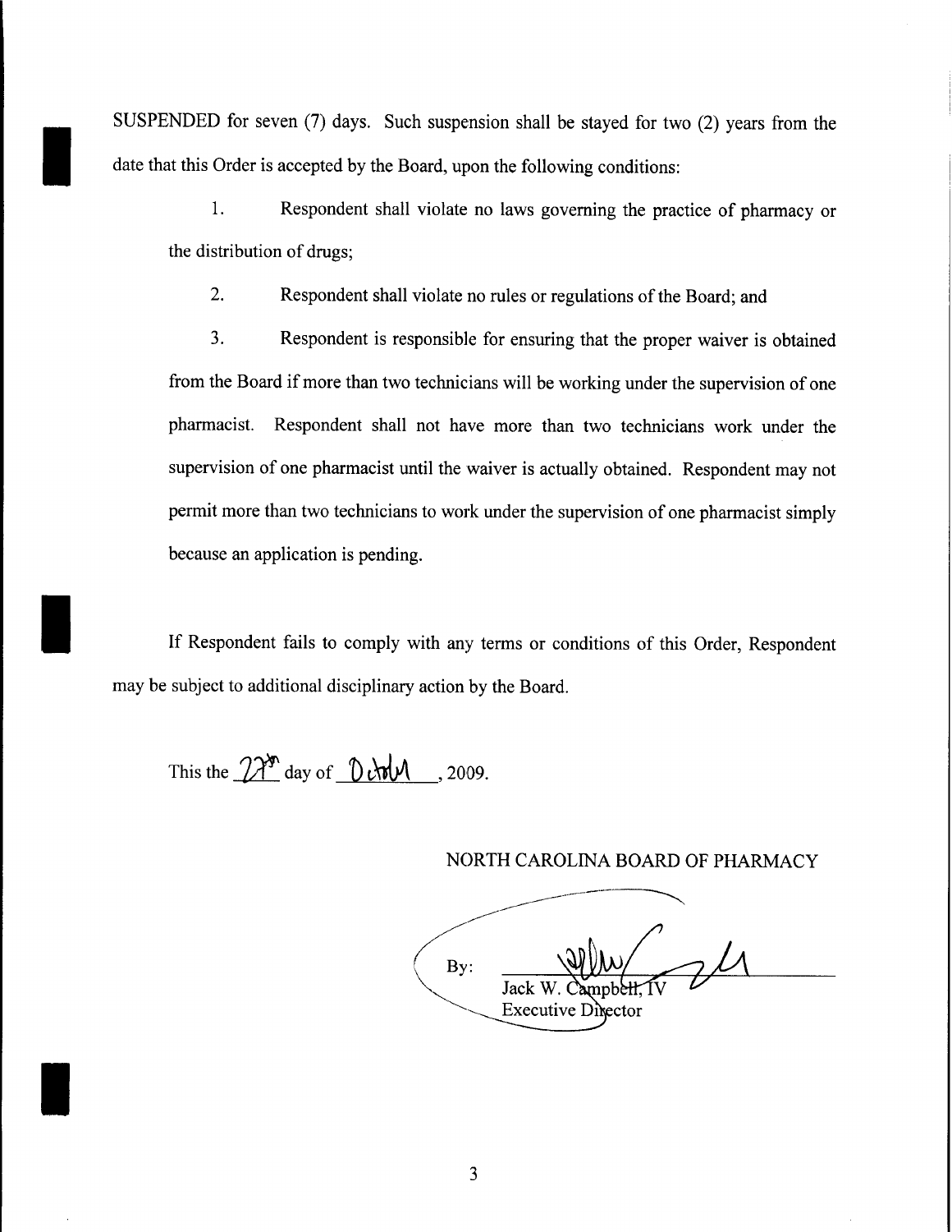SUSPENDED for seven (7) days. Such suspension shall be stayed for two (2) years from the date that this Order is accepted by the Board, upon the following conditions:

1. Respondent shall violate no laws governing the practice of pharmacy or the distribution of drugs;

2. Respondent shall violate no rules or regulations of the Board; and

3. Respondent is responsible for ensuring that the proper waiver is obtained from the Board if more than two technicians will be working under the supervision of one pharmacist. Respondent shall not have more than two technicians work under the supervision of one pharmacist until the waiver is actually obtained. Respondent may not permit more than two technicians to work under the supervision of one pharmacist simply because an application is pending.

If Respondent fails to comply with any terms or conditions of this Order, Respondent may be subject to additional disciplinary action by the Board.

This the 27th day of October, 2009.

NORTH CAROLINA BOARD OF PHARMACY

By: ______________________
Jack W. Campbell, IV
Executive Director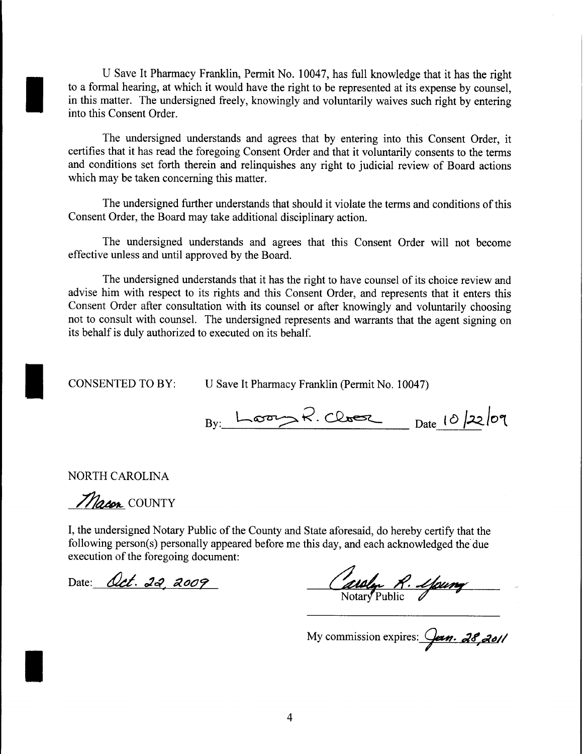U Save It Pharmacy Franklin, Permit No. 10047, has full knowledge that it has the right to a formal hearing, at which it would have the right to be represented at its expense by counsel, in this matter. The undersigned freely, knowingly and voluntarily waives such right by entering into this Consent Order.

The undersigned understands and agrees that by entering into this Consent Order, it certifies that it has read the foregoing Consent Order and that it voluntarily consents to the terms and conditions set forth therein and relinquishes any right to judicial review of Board actions which may be taken concerning this matter.

The undersigned further understands that should it violate the terms and conditions of this Consent Order, the Board may take additional disciplinary action.

The undersigned understands and agrees that this Consent Order will not become effective unless and until approved by the Board.

The undersigned understands that it has the right to have counsel of its choice review and advise him with respect to its rights and this Consent Order, and represents that it enters this Consent Order after consultation with its counsel or after knowingly and voluntarily choosing not to consult with counsel. The undersigned represents and warrants that the agent signing on its behalf is duly authorized to executed on its behalf.

CONSENTED TO BY: U Save It Pharmacy Franklin (Permit No. 10047)

By: Larry R. Close Date 10/22/09

NORTH CAROLINA

Macon COUNTY

I, the undersigned Notary Public of the County and State aforesaid, do hereby certify that the following person(s) personally appeared before me this day, and each acknowledged the due execution of the foregoing document:

Date: Oct. 22, 2009

Carolyn R. Young
Notary Public

My commission expires: Jan. 28, 2011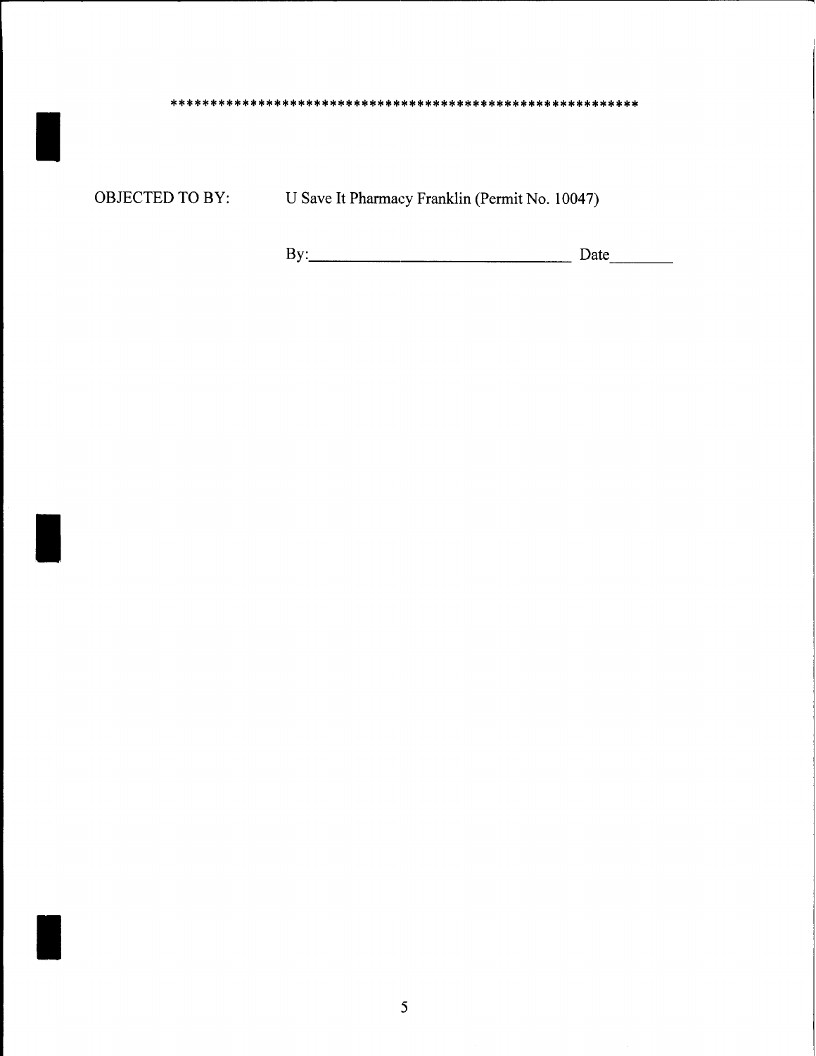************************************************************

OBJECTED TO BY: U Save It Pharmacy Franklin (Permit No. 10047)

By:_______________________________ Date________